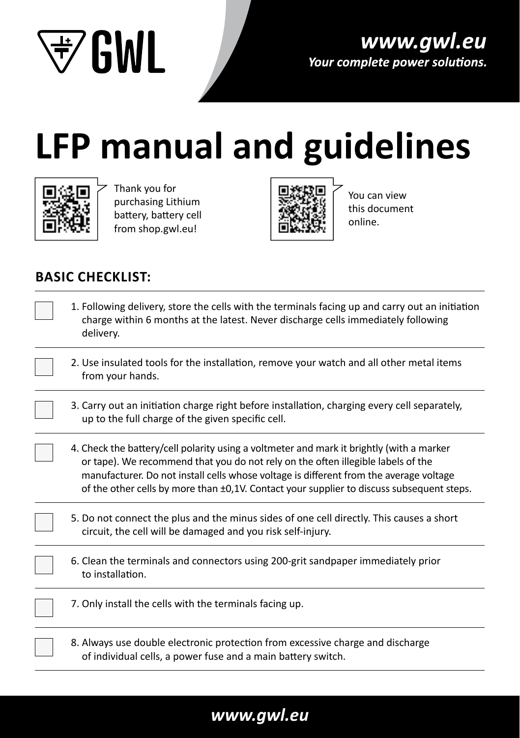GWL

**www.gwl.eu**
***Your complete power solutions.***

# LFP manual and guidelines

Thank you for purchasing Lithium battery, battery cell from shop.gwl.eu!

You can view this document online.

## BASIC CHECKLIST:

- [ ] 1. Following delivery, store the cells with the terminals facing up and carry out an initiation charge within 6 months at the latest. Never discharge cells immediately following delivery.
- [ ] 2. Use insulated tools for the installation, remove your watch and all other metal items from your hands.
- [ ] 3. Carry out an initiation charge right before installation, charging every cell separately, up to the full charge of the given specific cell.
- [ ] 4. Check the battery/cell polarity using a voltmeter and mark it brightly (with a marker or tape). We recommend that you do not rely on the often illegible labels of the manufacturer. Do not install cells whose voltage is different from the average voltage of the other cells by more than ±0,1V. Contact your supplier to discuss subsequent steps.
- [ ] 5. Do not connect the plus and the minus sides of one cell directly. This causes a short circuit, the cell will be damaged and you risk self-injury.
- [ ] 6. Clean the terminals and connectors using 200-grit sandpaper immediately prior to installation.
- [ ] 7. Only install the cells with the terminals facing up.
- [ ] 8. Always use double electronic protection from excessive charge and discharge of individual cells, a power fuse and a main battery switch.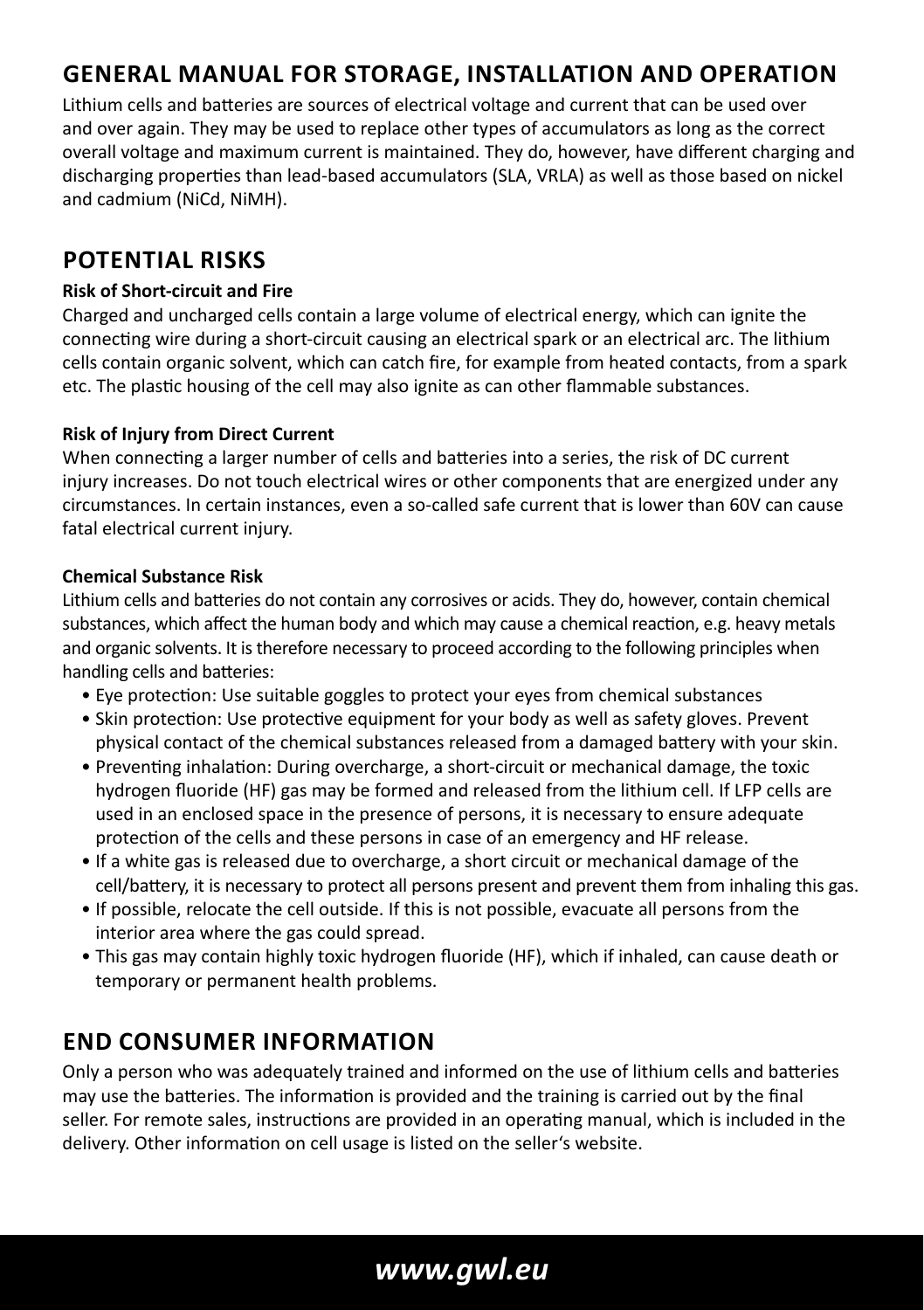## GENERAL MANUAL FOR STORAGE, INSTALLATION AND OPERATION

Lithium cells and batteries are sources of electrical voltage and current that can be used over and over again. They may be used to replace other types of accumulators as long as the correct overall voltage and maximum current is maintained. They do, however, have different charging and discharging properties than lead-based accumulators (SLA, VRLA) as well as those based on nickel and cadmium (NiCd, NiMH).

## POTENTIAL RISKS

### Risk of Short-circuit and Fire

Charged and uncharged cells contain a large volume of electrical energy, which can ignite the connecting wire during a short-circuit causing an electrical spark or an electrical arc. The lithium cells contain organic solvent, which can catch fire, for example from heated contacts, from a spark etc. The plastic housing of the cell may also ignite as can other flammable substances.

### Risk of Injury from Direct Current

When connecting a larger number of cells and batteries into a series, the risk of DC current injury increases. Do not touch electrical wires or other components that are energized under any circumstances. In certain instances, even a so-called safe current that is lower than 60V can cause fatal electrical current injury.

### Chemical Substance Risk

Lithium cells and batteries do not contain any corrosives or acids. They do, however, contain chemical substances, which affect the human body and which may cause a chemical reaction, e.g. heavy metals and organic solvents. It is therefore necessary to proceed according to the following principles when handling cells and batteries:

- Eye protection: Use suitable goggles to protect your eyes from chemical substances
- Skin protection: Use protective equipment for your body as well as safety gloves. Prevent physical contact of the chemical substances released from a damaged battery with your skin.
- Preventing inhalation: During overcharge, a short-circuit or mechanical damage, the toxic hydrogen fluoride (HF) gas may be formed and released from the lithium cell. If LFP cells are used in an enclosed space in the presence of persons, it is necessary to ensure adequate protection of the cells and these persons in case of an emergency and HF release.
- If a white gas is released due to overcharge, a short circuit or mechanical damage of the cell/battery, it is necessary to protect all persons present and prevent them from inhaling this gas.
- If possible, relocate the cell outside. If this is not possible, evacuate all persons from the interior area where the gas could spread.
- This gas may contain highly toxic hydrogen fluoride (HF), which if inhaled, can cause death or temporary or permanent health problems.

## END CONSUMER INFORMATION

Only a person who was adequately trained and informed on the use of lithium cells and batteries may use the batteries. The information is provided and the training is carried out by the final seller. For remote sales, instructions are provided in an operating manual, which is included in the delivery. Other information on cell usage is listed on the seller's website.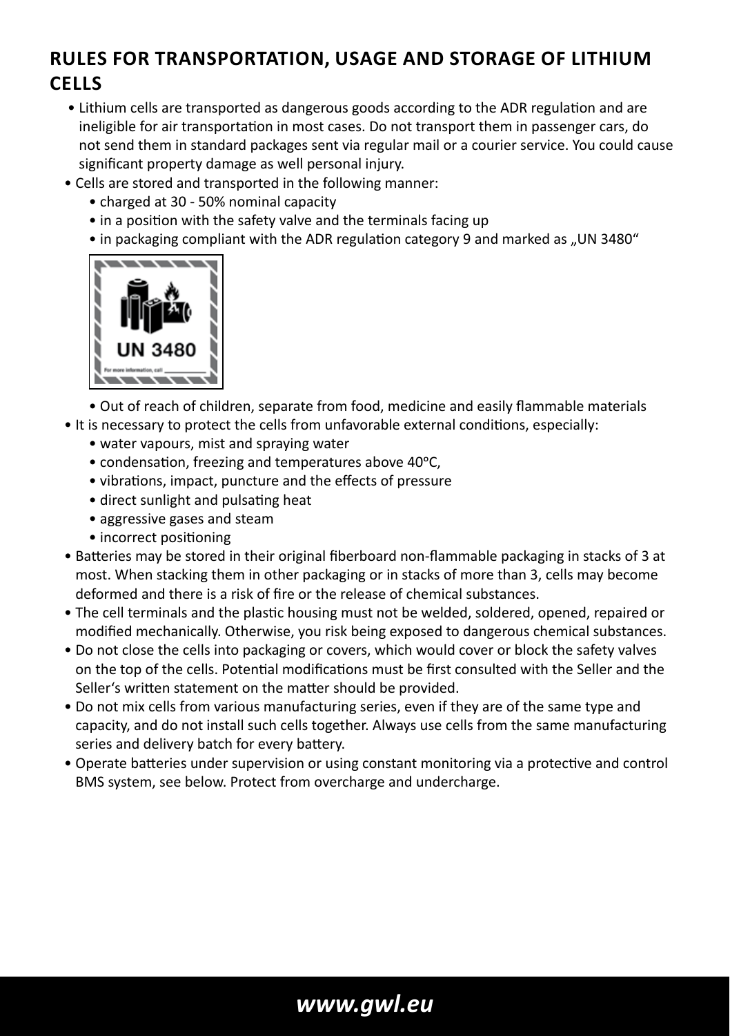## RULES FOR TRANSPORTATION, USAGE AND STORAGE OF LITHIUM CELLS

- Lithium cells are transported as dangerous goods according to the ADR regulation and are ineligible for air transportation in most cases. Do not transport them in passenger cars, do not send them in standard packages sent via regular mail or a courier service. You could cause significant property damage as well personal injury.
- Cells are stored and transported in the following manner:
  - charged at 30 - 50% nominal capacity
  - in a position with the safety valve and the terminals facing up
  - in packaging compliant with the ADR regulation category 9 and marked as „UN 3480“

UN 3480

For more information, call ___________

  - Out of reach of children, separate from food, medicine and easily flammable materials
- It is necessary to protect the cells from unfavorable external conditions, especially:
  - water vapours, mist and spraying water
  - condensation, freezing and temperatures above 40°C,
  - vibrations, impact, puncture and the effects of pressure
  - direct sunlight and pulsating heat
  - aggressive gases and steam
  - incorrect positioning
- Batteries may be stored in their original fiberboard non-flammable packaging in stacks of 3 at most. When stacking them in other packaging or in stacks of more than 3, cells may become deformed and there is a risk of fire or the release of chemical substances.
- The cell terminals and the plastic housing must not be welded, soldered, opened, repaired or modified mechanically. Otherwise, you risk being exposed to dangerous chemical substances.
- Do not close the cells into packaging or covers, which would cover or block the safety valves on the top of the cells. Potential modifications must be first consulted with the Seller and the Seller‘s written statement on the matter should be provided.
- Do not mix cells from various manufacturing series, even if they are of the same type and capacity, and do not install such cells together. Always use cells from the same manufacturing series and delivery batch for every battery.
- Operate batteries under supervision or using constant monitoring via a protective and control BMS system, see below. Protect from overcharge and undercharge.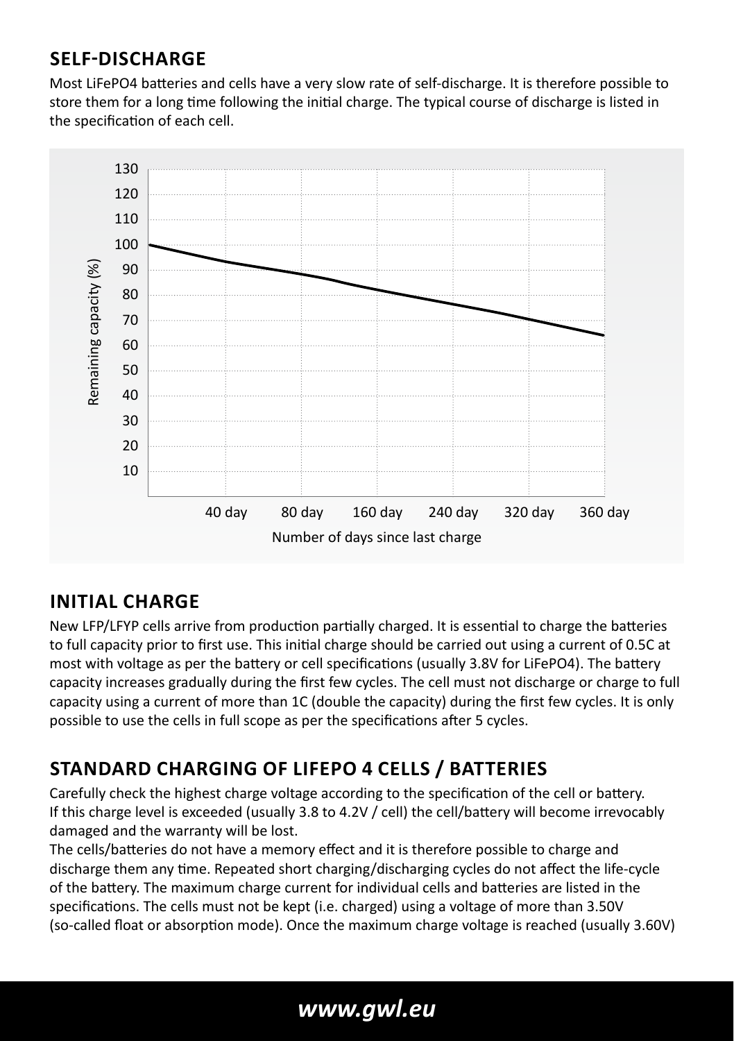## SELF-DISCHARGE

Most LiFePO4 batteries and cells have a very slow rate of self-discharge. It is therefore possible to store them for a long time following the initial charge. The typical course of discharge is listed in the specification of each cell.

## INITIAL CHARGE

New LFP/LFYP cells arrive from production partially charged. It is essential to charge the batteries to full capacity prior to first use. This initial charge should be carried out using a current of 0.5C at most with voltage as per the battery or cell specifications (usually 3.8V for LiFePO4). The battery capacity increases gradually during the first few cycles. The cell must not discharge or charge to full capacity using a current of more than 1C (double the capacity) during the first few cycles. It is only possible to use the cells in full scope as per the specifications after 5 cycles.

## STANDARD CHARGING OF LIFEPO 4 CELLS / BATTERIES

Carefully check the highest charge voltage according to the specification of the cell or battery. If this charge level is exceeded (usually 3.8 to 4.2V / cell) the cell/battery will become irrevocably damaged and the warranty will be lost.

The cells/batteries do not have a memory effect and it is therefore possible to charge and discharge them any time. Repeated short charging/discharging cycles do not affect the life-cycle of the battery. The maximum charge current for individual cells and batteries are listed in the specifications. The cells must not be kept (i.e. charged) using a voltage of more than 3.50V (so-called float or absorption mode). Once the maximum charge voltage is reached (usually 3.60V)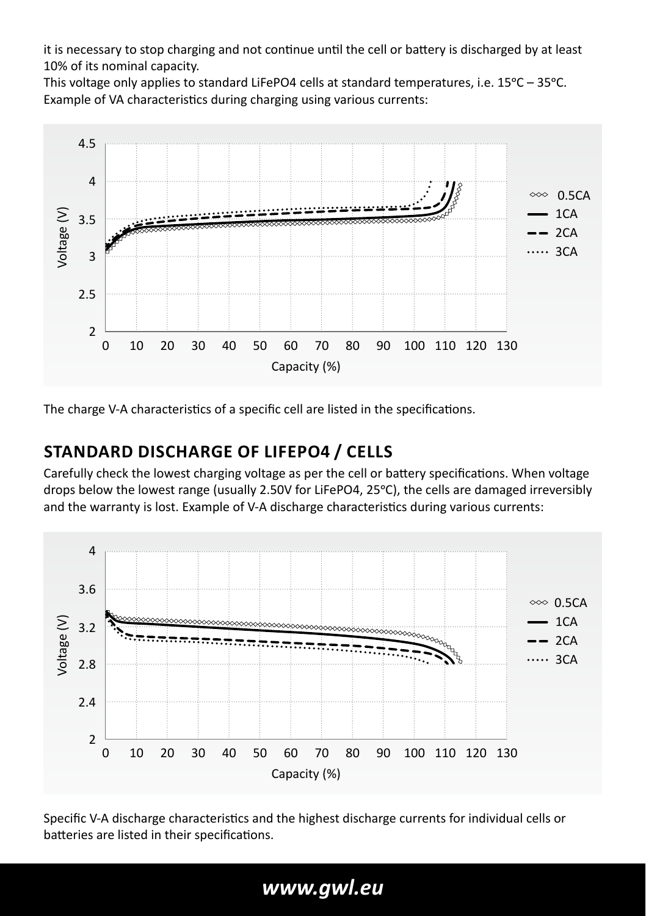it is necessary to stop charging and not continue until the cell or battery is discharged by at least 10% of its nominal capacity.

This voltage only applies to standard LiFePO4 cells at standard temperatures, i.e. 15°C – 35°C.

Example of VA characteristics during charging using various currents:

The charge V-A characteristics of a specific cell are listed in the specifications.

## STANDARD DISCHARGE OF LIFEPO4 / CELLS

Carefully check the lowest charging voltage as per the cell or battery specifications. When voltage drops below the lowest range (usually 2.50V for LiFePO4, 25°C), the cells are damaged irreversibly and the warranty is lost. Example of V-A discharge characteristics during various currents:

Specific V-A discharge characteristics and the highest discharge currents for individual cells or batteries are listed in their specifications.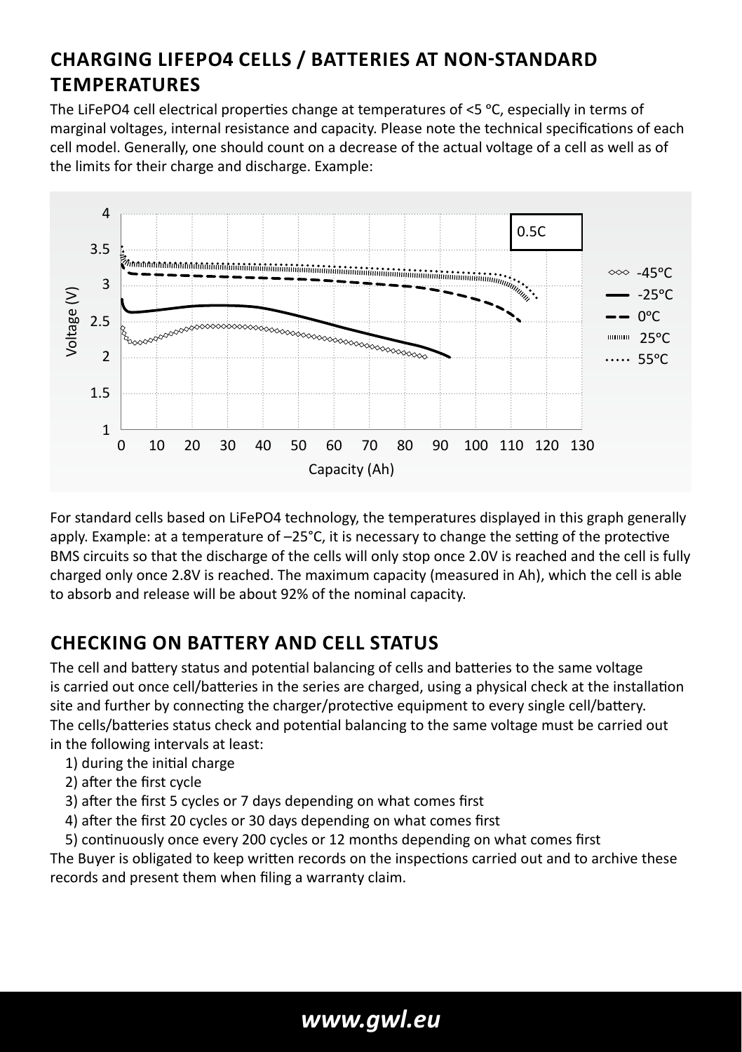## CHARGING LIFEPO4 CELLS / BATTERIES AT NON-STANDARD TEMPERATURES

The LiFePO4 cell electrical properties change at temperatures of <5 °C, especially in terms of marginal voltages, internal resistance and capacity. Please note the technical specifications of each cell model. Generally, one should count on a decrease of the actual voltage of a cell as well as of the limits for their charge and discharge. Example:

For standard cells based on LiFePO4 technology, the temperatures displayed in this graph generally apply. Example: at a temperature of –25°C, it is necessary to change the setting of the protective BMS circuits so that the discharge of the cells will only stop once 2.0V is reached and the cell is fully charged only once 2.8V is reached. The maximum capacity (measured in Ah), which the cell is able to absorb and release will be about 92% of the nominal capacity.

## CHECKING ON BATTERY AND CELL STATUS

The cell and battery status and potential balancing of cells and batteries to the same voltage is carried out once cell/batteries in the series are charged, using a physical check at the installation site and further by connecting the charger/protective equipment to every single cell/battery. The cells/batteries status check and potential balancing to the same voltage must be carried out in the following intervals at least:

1) during the initial charge
2) after the first cycle
3) after the first 5 cycles or 7 days depending on what comes first
4) after the first 20 cycles or 30 days depending on what comes first
5) continuously once every 200 cycles or 12 months depending on what comes first

The Buyer is obligated to keep written records on the inspections carried out and to archive these records and present them when filing a warranty claim.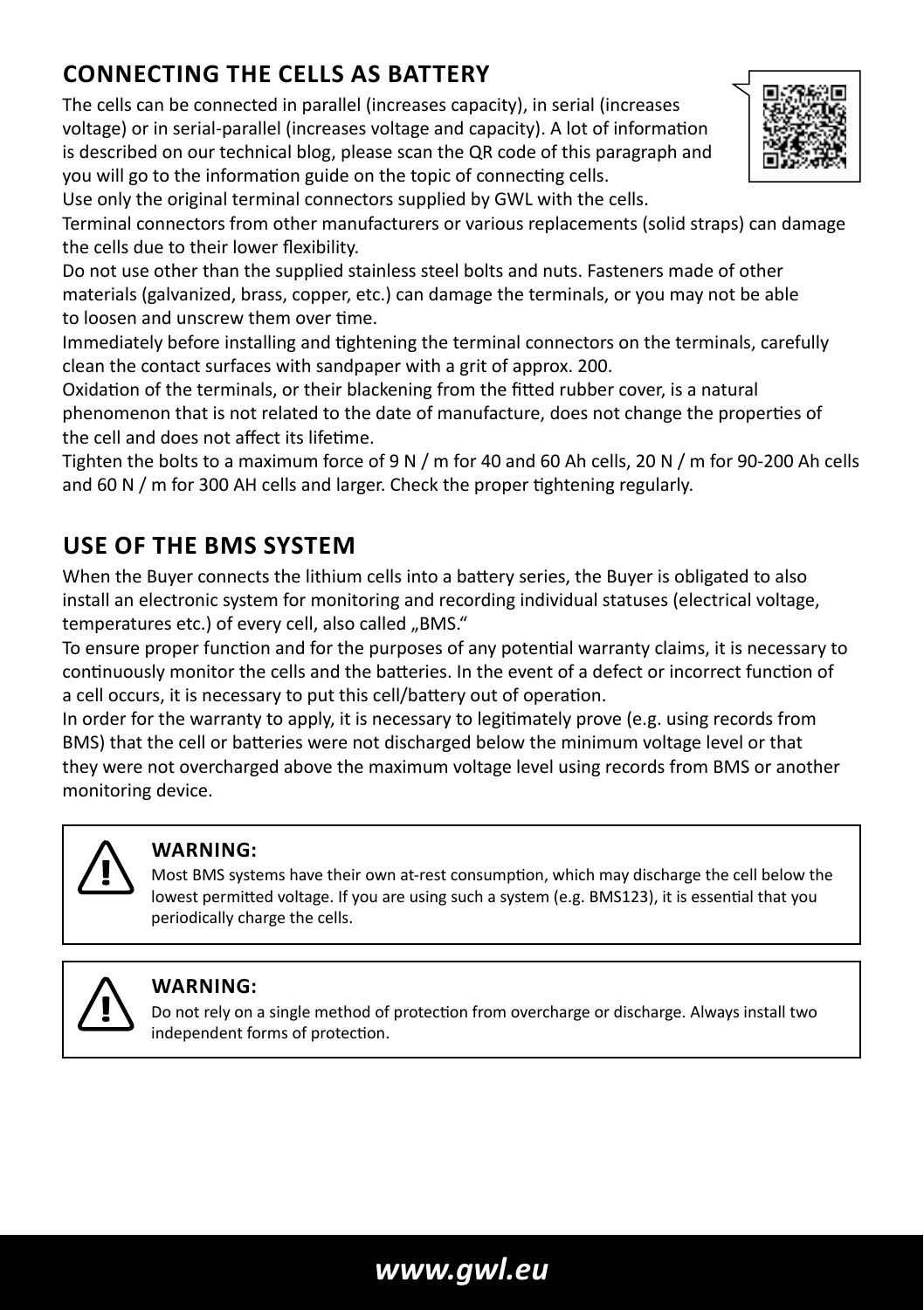## CONNECTING THE CELLS AS BATTERY

The cells can be connected in parallel (increases capacity), in serial (increases voltage) or in serial-parallel (increases voltage and capacity). A lot of information is described on our technical blog, please scan the QR code of this paragraph and you will go to the information guide on the topic of connecting cells.

Use only the original terminal connectors supplied by GWL with the cells.

Terminal connectors from other manufacturers or various replacements (solid straps) can damage the cells due to their lower flexibility.

Do not use other than the supplied stainless steel bolts and nuts. Fasteners made of other materials (galvanized, brass, copper, etc.) can damage the terminals, or you may not be able to loosen and unscrew them over time.

Immediately before installing and tightening the terminal connectors on the terminals, carefully clean the contact surfaces with sandpaper with a grit of approx. 200.

Oxidation of the terminals, or their blackening from the fitted rubber cover, is a natural phenomenon that is not related to the date of manufacture, does not change the properties of the cell and does not affect its lifetime.

Tighten the bolts to a maximum force of 9 N / m for 40 and 60 Ah cells, 20 N / m for 90-200 Ah cells and 60 N / m for 300 AH cells and larger. Check the proper tightening regularly.

## USE OF THE BMS SYSTEM

When the Buyer connects the lithium cells into a battery series, the Buyer is obligated to also install an electronic system for monitoring and recording individual statuses (electrical voltage, temperatures etc.) of every cell, also called „BMS."

To ensure proper function and for the purposes of any potential warranty claims, it is necessary to continuously monitor the cells and the batteries. In the event of a defect or incorrect function of a cell occurs, it is necessary to put this cell/battery out of operation.

In order for the warranty to apply, it is necessary to legitimately prove (e.g. using records from BMS) that the cell or batteries were not discharged below the minimum voltage level or that they were not overcharged above the maximum voltage level using records from BMS or another monitoring device.

**WARNING:**

Most BMS systems have their own at-rest consumption, which may discharge the cell below the lowest permitted voltage. If you are using such a system (e.g. BMS123), it is essential that you periodically charge the cells.

**WARNING:**

Do not rely on a single method of protection from overcharge or discharge. Always install two independent forms of protection.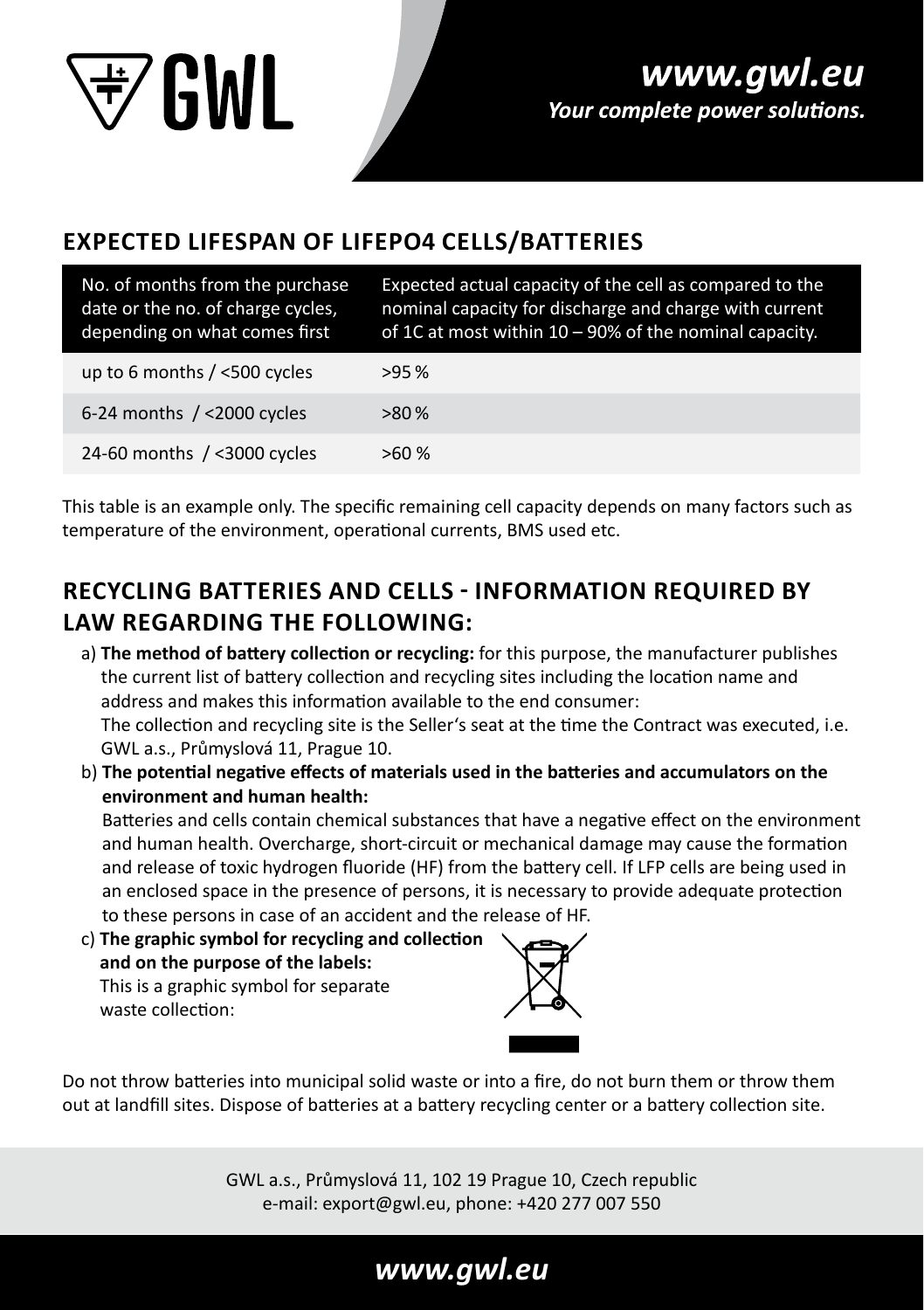# EXPECTED LIFESPAN OF LIFEPO4 CELLS/BATTERIES

| No. of months from the purchase date or the no. of charge cycles, depending on what comes first | Expected actual capacity of the cell as compared to the nominal capacity for discharge and charge with current of 1C at most within 10 – 90% of the nominal capacity. |
| --- | --- |
| up to 6 months / <500 cycles | >95 % |
| 6-24 months / <2000 cycles | >80 % |
| 24-60 months / <3000 cycles | >60 % |

This table is an example only. The specific remaining cell capacity depends on many factors such as temperature of the environment, operational currents, BMS used etc.

## RECYCLING BATTERIES AND CELLS - INFORMATION REQUIRED BY LAW REGARDING THE FOLLOWING:

a) **The method of battery collection or recycling:** for this purpose, the manufacturer publishes the current list of battery collection and recycling sites including the location name and address and makes this information available to the end consumer:
The collection and recycling site is the Seller's seat at the time the Contract was executed, i.e. GWL a.s., Průmyslová 11, Prague 10.

b) **The potential negative effects of materials used in the batteries and accumulators on the environment and human health:**
Batteries and cells contain chemical substances that have a negative effect on the environment and human health. Overcharge, short-circuit or mechanical damage may cause the formation and release of toxic hydrogen fluoride (HF) from the battery cell. If LFP cells are being used in an enclosed space in the presence of persons, it is necessary to provide adequate protection to these persons in case of an accident and the release of HF.

c) **The graphic symbol for recycling and collection and on the purpose of the labels:**
This is a graphic symbol for separate waste collection:

Do not throw batteries into municipal solid waste or into a fire, do not burn them or throw them out at landfill sites. Dispose of batteries at a battery recycling center or a battery collection site.

GWL a.s., Průmyslová 11, 102 19 Prague 10, Czech republic
e-mail: export@gwl.eu, phone: +420 277 007 550